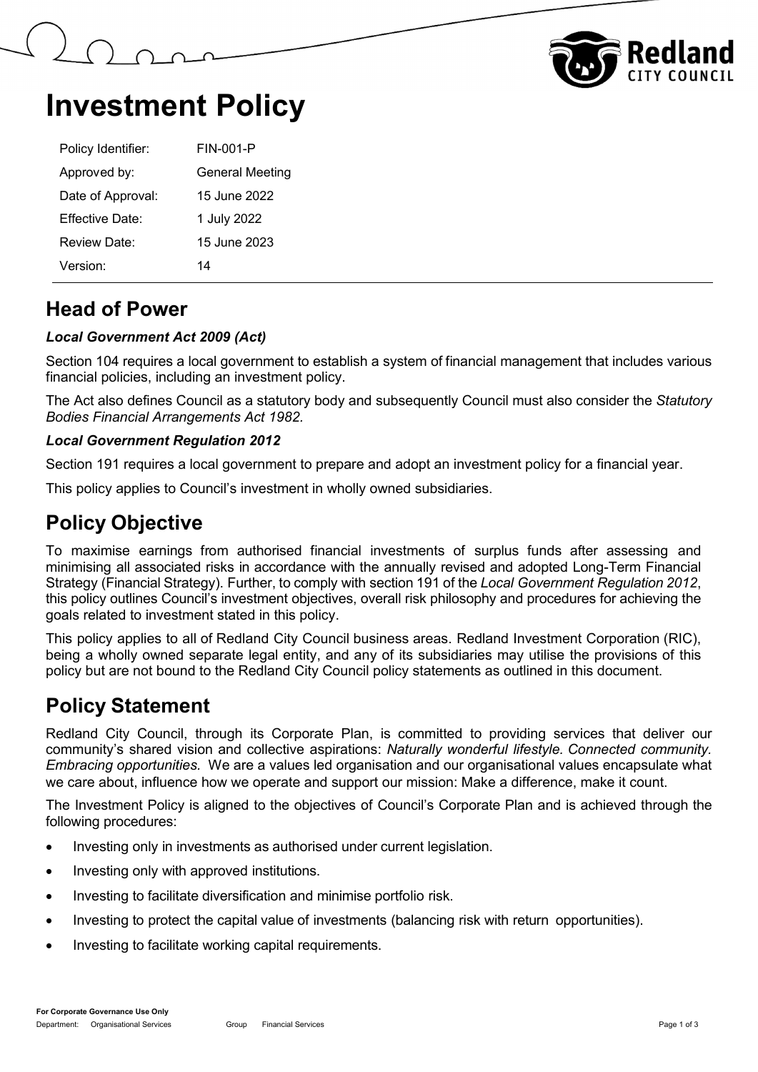# Investment Policy

| Policy Identifier: | FIN-001-P |
|---|---|
| Approved by: | General Meeting |
| Date of Approval: | 15 June 2022 |
| Effective Date: | 1 July 2022 |
| Review Date: | 15 June 2023 |
| Version: | 14 |

## Head of Power

***Local Government Act 2009 (Act)***

Section 104 requires a local government to establish a system of financial management that includes various financial policies, including an investment policy.

The Act also defines Council as a statutory body and subsequently Council must also consider the *Statutory Bodies Financial Arrangements Act 1982.*

***Local Government Regulation 2012***

Section 191 requires a local government to prepare and adopt an investment policy for a financial year.

This policy applies to Council's investment in wholly owned subsidiaries.

## Policy Objective

To maximise earnings from authorised financial investments of surplus funds after assessing and minimising all associated risks in accordance with the annually revised and adopted Long-Term Financial Strategy (Financial Strategy). Further, to comply with section 191 of the *Local Government Regulation 2012*, this policy outlines Council's investment objectives, overall risk philosophy and procedures for achieving the goals related to investment stated in this policy.

This policy applies to all of Redland City Council business areas. Redland Investment Corporation (RIC), being a wholly owned separate legal entity, and any of its subsidiaries may utilise the provisions of this policy but are not bound to the Redland City Council policy statements as outlined in this document.

## Policy Statement

Redland City Council, through its Corporate Plan, is committed to providing services that deliver our community's shared vision and collective aspirations: *Naturally wonderful lifestyle. Connected community. Embracing opportunities.* We are a values led organisation and our organisational values encapsulate what we care about, influence how we operate and support our mission: Make a difference, make it count.

The Investment Policy is aligned to the objectives of Council's Corporate Plan and is achieved through the following procedures:

- Investing only in investments as authorised under current legislation.
- Investing only with approved institutions.
- Investing to facilitate diversification and minimise portfolio risk.
- Investing to protect the capital value of investments (balancing risk with return opportunities).
- Investing to facilitate working capital requirements.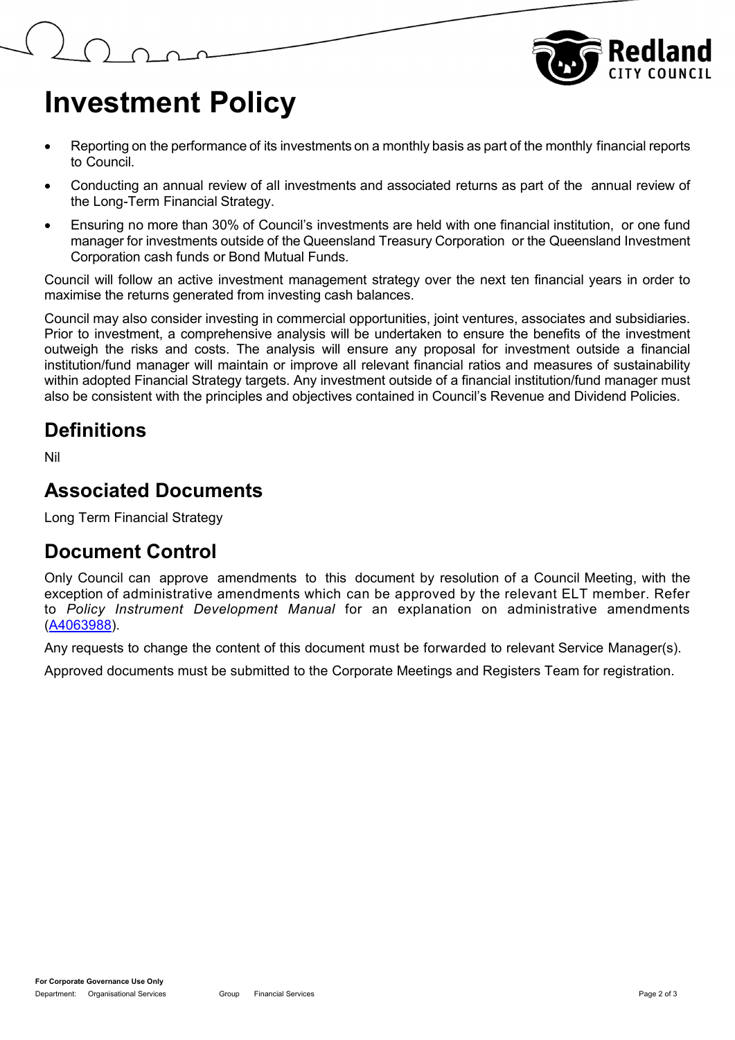# Investment Policy

- Reporting on the performance of its investments on a monthly basis as part of the monthly financial reports to Council.
- Conducting an annual review of all investments and associated returns as part of the annual review of the Long-Term Financial Strategy.
- Ensuring no more than 30% of Council's investments are held with one financial institution, or one fund manager for investments outside of the Queensland Treasury Corporation or the Queensland Investment Corporation cash funds or Bond Mutual Funds.

Council will follow an active investment management strategy over the next ten financial years in order to maximise the returns generated from investing cash balances.

Council may also consider investing in commercial opportunities, joint ventures, associates and subsidiaries. Prior to investment, a comprehensive analysis will be undertaken to ensure the benefits of the investment outweigh the risks and costs. The analysis will ensure any proposal for investment outside a financial institution/fund manager will maintain or improve all relevant financial ratios and measures of sustainability within adopted Financial Strategy targets. Any investment outside of a financial institution/fund manager must also be consistent with the principles and objectives contained in Council's Revenue and Dividend Policies.

## Definitions

Nil

## Associated Documents

Long Term Financial Strategy

## Document Control

Only Council can approve amendments to this document by resolution of a Council Meeting, with the exception of administrative amendments which can be approved by the relevant ELT member. Refer to *Policy Instrument Development Manual* for an explanation on administrative amendments (A4063988).

Any requests to change the content of this document must be forwarded to relevant Service Manager(s).

Approved documents must be submitted to the Corporate Meetings and Registers Team for registration.

**For Corporate Governance Use Only**

Department: Organisational Services Group Financial Services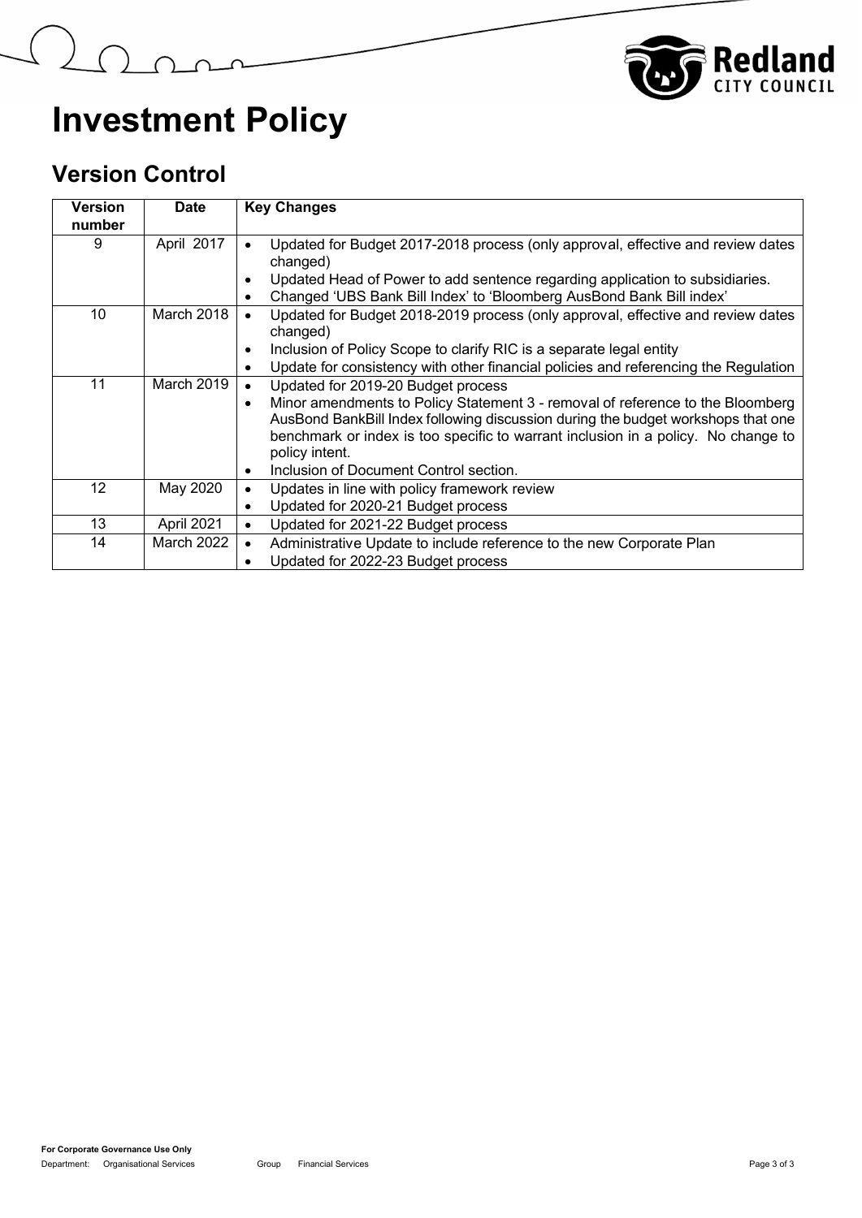# Investment Policy

## Version Control

| Version number | Date | Key Changes |
| --- | --- | --- |
| 9 | April 2017 | • Updated for Budget 2017-2018 process (only approval, effective and review dates changed)<br>• Updated Head of Power to add sentence regarding application to subsidiaries.<br>• Changed 'UBS Bank Bill Index' to 'Bloomberg AusBond Bank Bill index' |
| 10 | March 2018 | • Updated for Budget 2018-2019 process (only approval, effective and review dates changed)<br>• Inclusion of Policy Scope to clarify RIC is a separate legal entity<br>• Update for consistency with other financial policies and referencing the Regulation |
| 11 | March 2019 | • Updated for 2019-20 Budget process<br>• Minor amendments to Policy Statement 3 - removal of reference to the Bloomberg AusBond BankBill Index following discussion during the budget workshops that one benchmark or index is too specific to warrant inclusion in a policy. No change to policy intent.<br>• Inclusion of Document Control section. |
| 12 | May 2020 | • Updates in line with policy framework review<br>• Updated for 2020-21 Budget process |
| 13 | April 2021 | • Updated for 2021-22 Budget process |
| 14 | March 2022 | • Administrative Update to include reference to the new Corporate Plan<br>• Updated for 2022-23 Budget process |

**For Corporate Governance Use Only**

Department: Organisational Services Group Financial Services